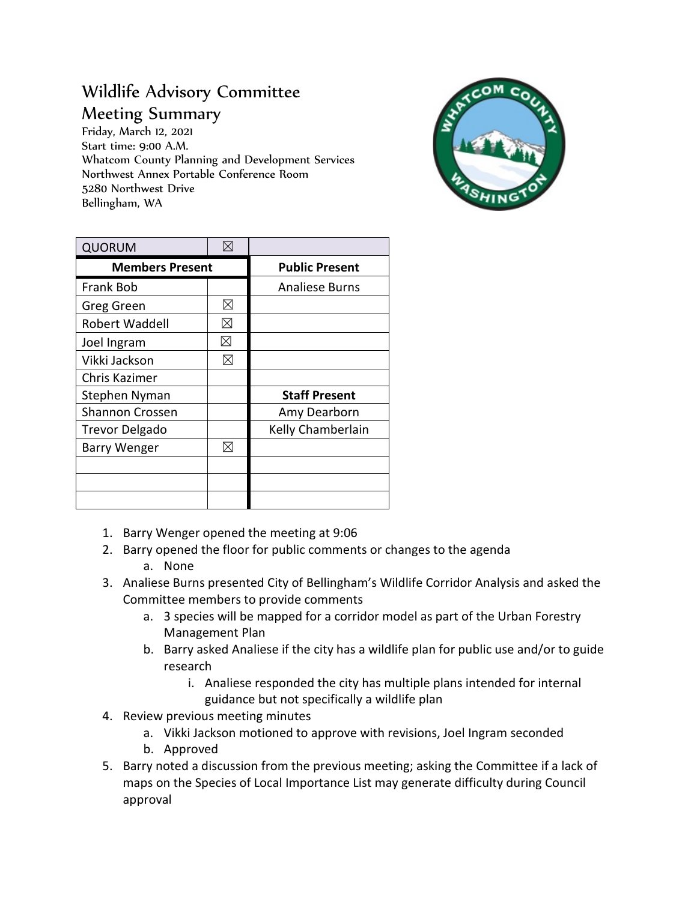# Wildlife Advisory Committee

## Meeting Summary

Friday, March 12, 2021
Start time: 9:00 A.M.
Whatcom County Planning and Development Services
Northwest Annex Portable Conference Room
5280 Northwest Drive
Bellingham, WA

| QUORUM | ☒ | |
|---|---|---|
| **Members Present** | | **Public Present** |
| Frank Bob | | Analiese Burns |
| Greg Green | ☒ | |
| Robert Waddell | ☒ | |
| Joel Ingram | ☒ | |
| Vikki Jackson | ☒ | |
| Chris Kazimer | | |
| Stephen Nyman | | **Staff Present** |
| Shannon Crossen | | Amy Dearborn |
| Trevor Delgado | | Kelly Chamberlain |
| Barry Wenger | ☒ | |
| | | |
| | | |
| | | |

1. Barry Wenger opened the meeting at 9:06
2. Barry opened the floor for public comments or changes to the agenda
   a. None
3. Analiese Burns presented City of Bellingham's Wildlife Corridor Analysis and asked the Committee members to provide comments
   a. 3 species will be mapped for a corridor model as part of the Urban Forestry Management Plan
   b. Barry asked Analiese if the city has a wildlife plan for public use and/or to guide research
      i. Analiese responded the city has multiple plans intended for internal guidance but not specifically a wildlife plan
4. Review previous meeting minutes
   a. Vikki Jackson motioned to approve with revisions, Joel Ingram seconded
   b. Approved
5. Barry noted a discussion from the previous meeting; asking the Committee if a lack of maps on the Species of Local Importance List may generate difficulty during Council approval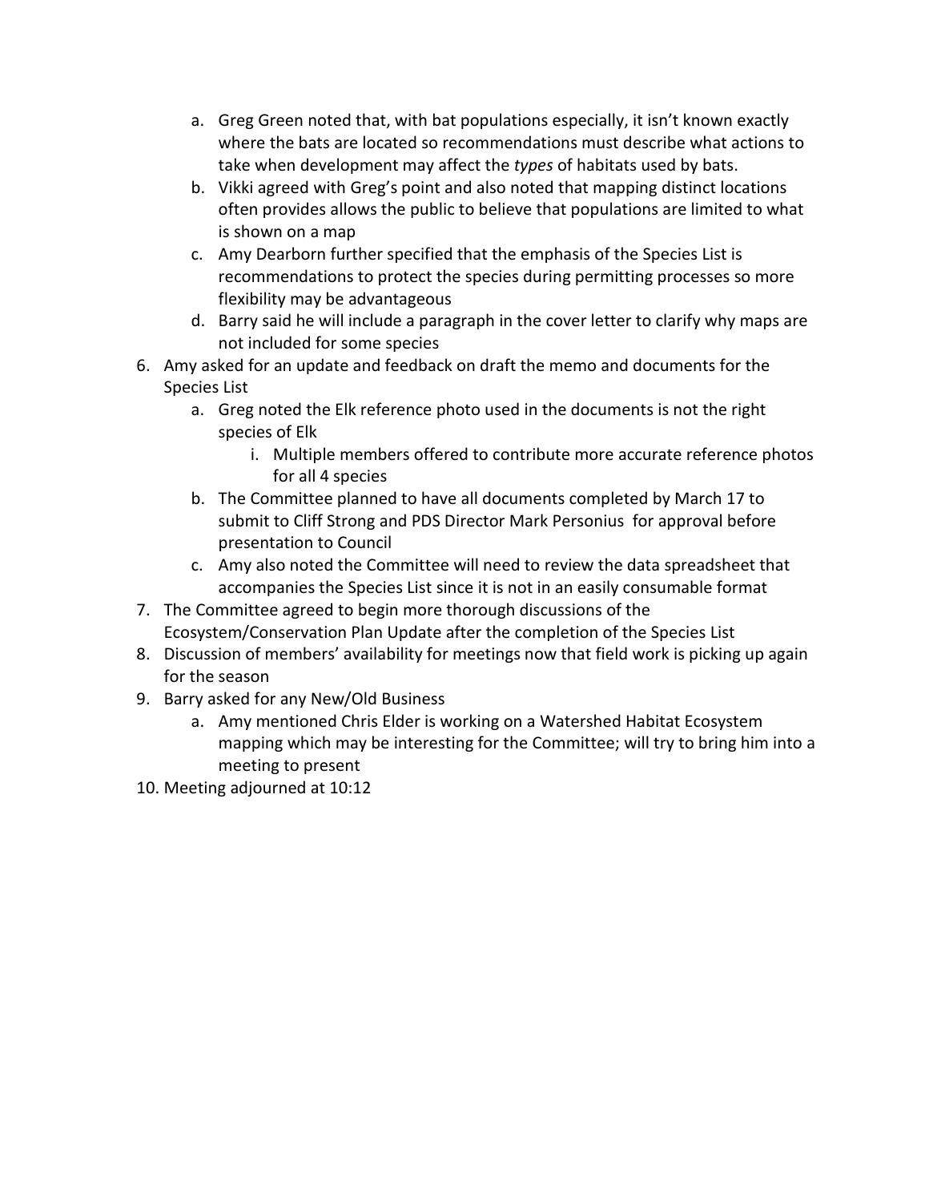a. Greg Green noted that, with bat populations especially, it isn't known exactly where the bats are located so recommendations must describe what actions to take when development may affect the *types* of habitats used by bats.
   b. Vikki agreed with Greg's point and also noted that mapping distinct locations often provides allows the public to believe that populations are limited to what is shown on a map
   c. Amy Dearborn further specified that the emphasis of the Species List is recommendations to protect the species during permitting processes so more flexibility may be advantageous
   d. Barry said he will include a paragraph in the cover letter to clarify why maps are not included for some species
6. Amy asked for an update and feedback on draft the memo and documents for the Species List
   a. Greg noted the Elk reference photo used in the documents is not the right species of Elk
      i. Multiple members offered to contribute more accurate reference photos for all 4 species
   b. The Committee planned to have all documents completed by March 17 to submit to Cliff Strong and PDS Director Mark Personius for approval before presentation to Council
   c. Amy also noted the Committee will need to review the data spreadsheet that accompanies the Species List since it is not in an easily consumable format
7. The Committee agreed to begin more thorough discussions of the Ecosystem/Conservation Plan Update after the completion of the Species List
8. Discussion of members' availability for meetings now that field work is picking up again for the season
9. Barry asked for any New/Old Business
   a. Amy mentioned Chris Elder is working on a Watershed Habitat Ecosystem mapping which may be interesting for the Committee; will try to bring him into a meeting to present
10. Meeting adjourned at 10:12